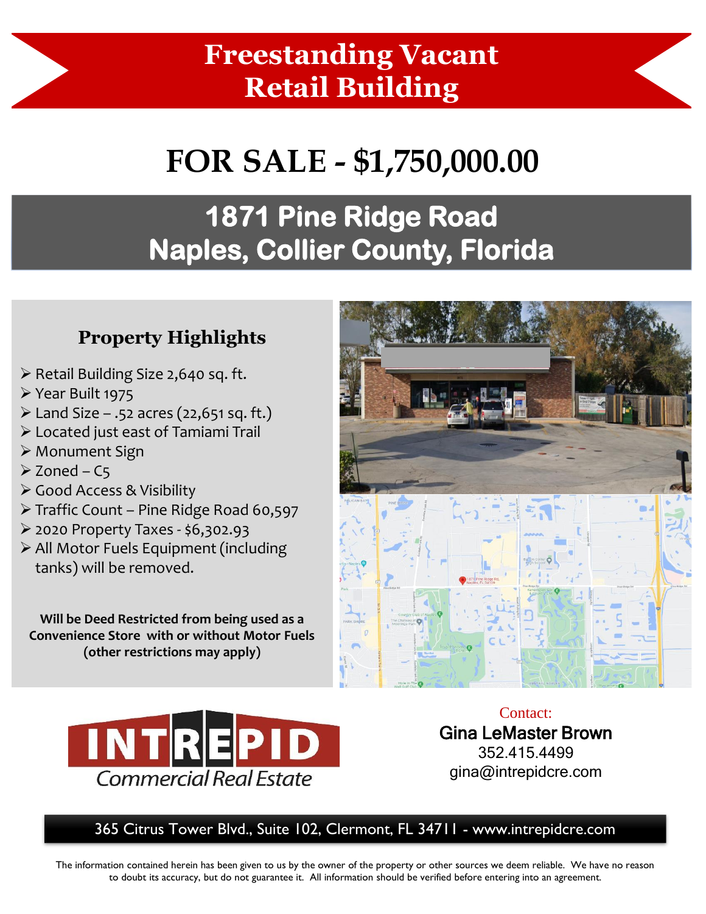# Freestanding Vacant Retail Building

# FOR SALE - $1,750,000.00

## 1871 Pine Ridge Road
## Naples, Collier County, Florida

### Property Highlights

- Retail Building Size 2,640 sq. ft.
- Year Built 1975
- Land Size – .52 acres (22,651 sq. ft.)
- Located just east of Tamiami Trail
- Monument Sign
- Zoned – C5
- Good Access & Visibility
- Traffic Count – Pine Ridge Road 60,597
- 2020 Property Taxes - $6,302.93
- All Motor Fuels Equipment (including tanks) will be removed.

**Will be Deed Restricted from being used as a Convenience Store with or without Motor Fuels (other restrictions may apply)**

INTREPID Commercial Real Estate

Contact:
**Gina LeMaster Brown**
352.415.4499
gina@intrepidcre.com

365 Citrus Tower Blvd., Suite 102, Clermont, FL 34711 - www.intrepidcre.com

The information contained herein has been given to us by the owner of the property or other sources we deem reliable. We have no reason to doubt its accuracy, but do not guarantee it. All information should be verified before entering into an agreement.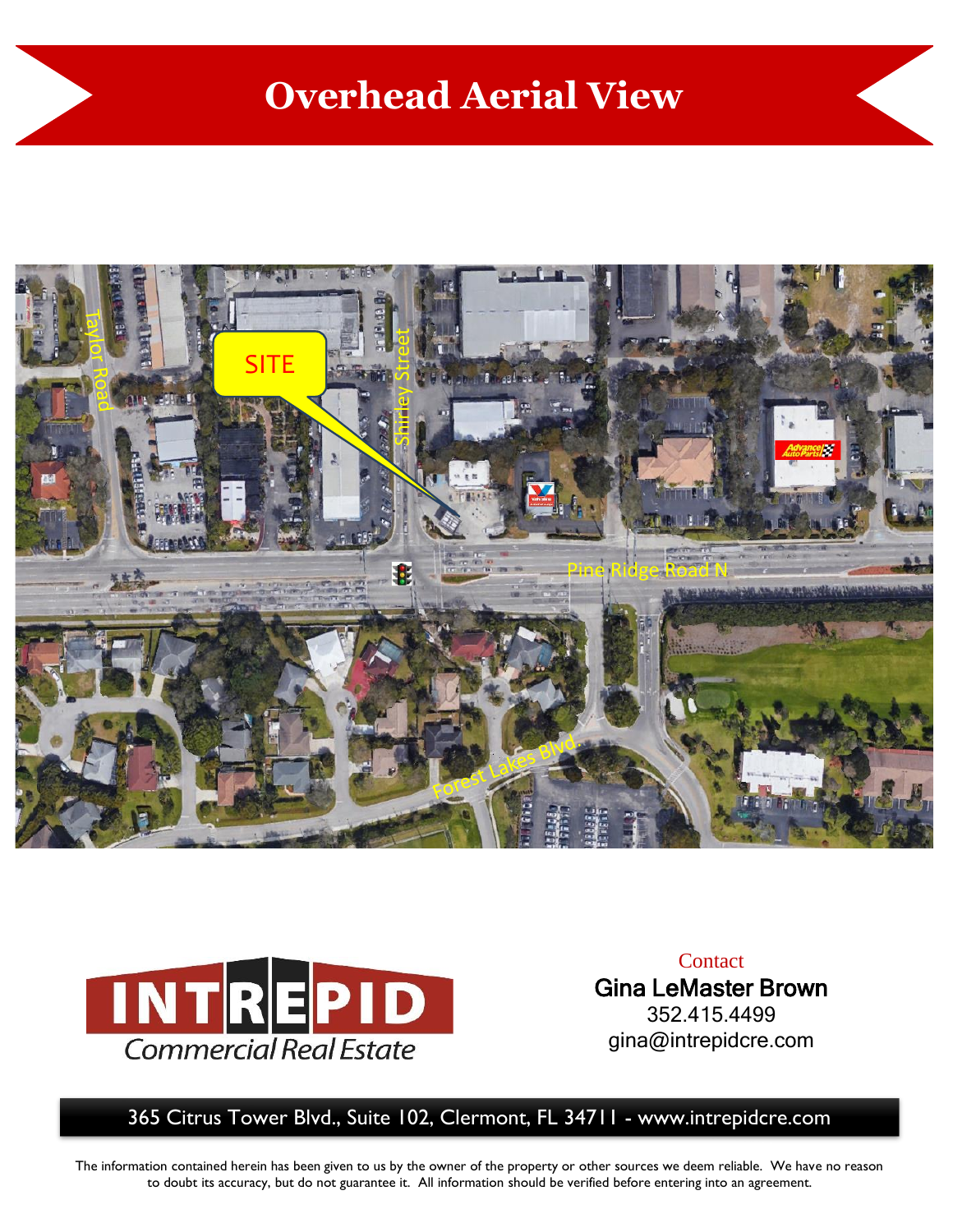# Overhead Aerial View

SITE

Taylor Road

Shirley Street

Pine Ridge Road N

Forest Lakes Blvd.

INTREPID Commercial Real Estate

Contact
**Gina LeMaster Brown**
352.415.4499
gina@intrepidcre.com

365 Citrus Tower Blvd., Suite 102, Clermont, FL 34711 - www.intrepidcre.com

The information contained herein has been given to us by the owner of the property or other sources we deem reliable. We have no reason to doubt its accuracy, but do not guarantee it. All information should be verified before entering into an agreement.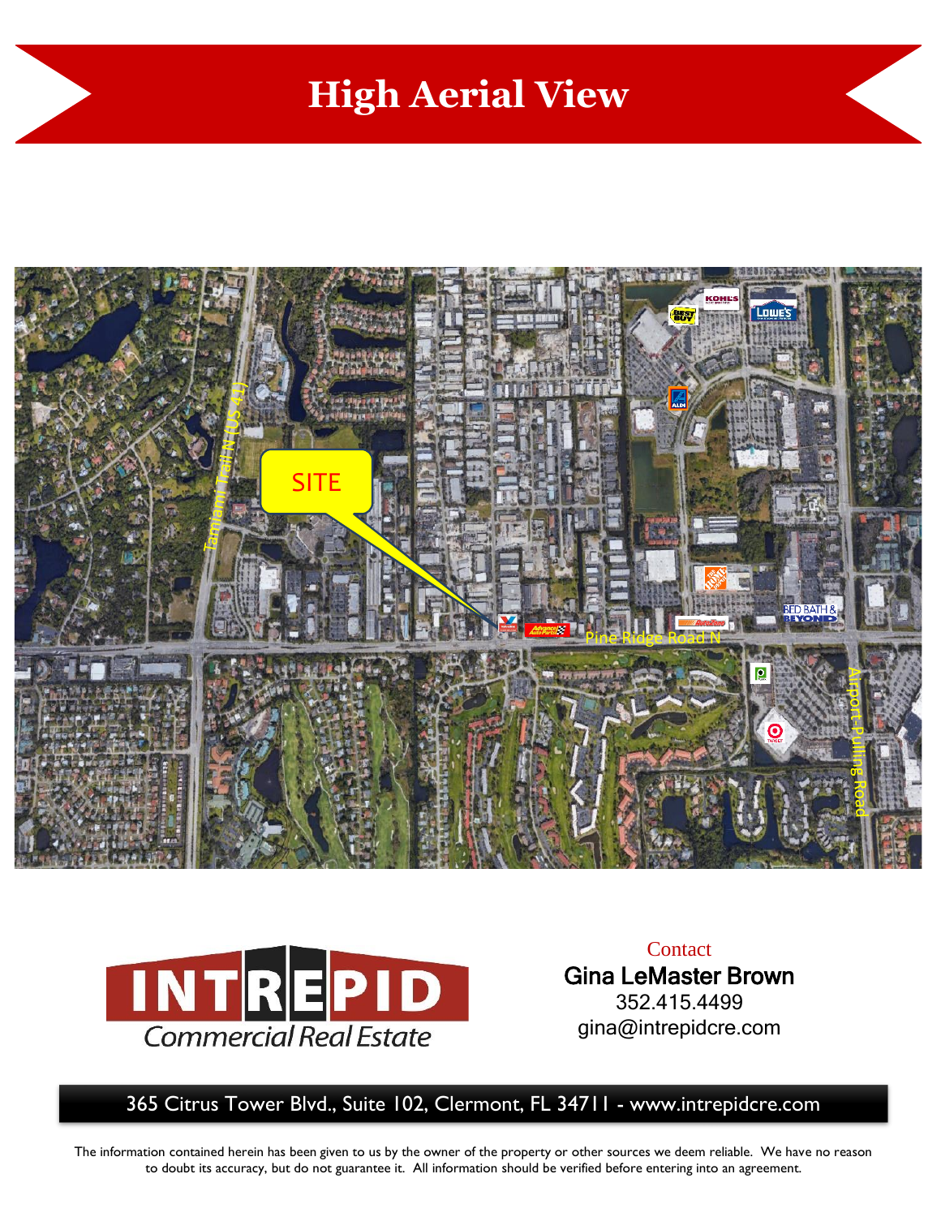# High Aerial View

SITE

Tamiami Trail N (US 41)

Pine Ridge Road N

Airport-Pulling Road

INTREPID
Commercial Real Estate

Contact

**Gina LeMaster Brown**
352.415.4499
gina@intrepidcre.com

365 Citrus Tower Blvd., Suite 102, Clermont, FL 34711 - www.intrepidcre.com

The information contained herein has been given to us by the owner of the property or other sources we deem reliable. We have no reason to doubt its accuracy, but do not guarantee it. All information should be verified before entering into an agreement.